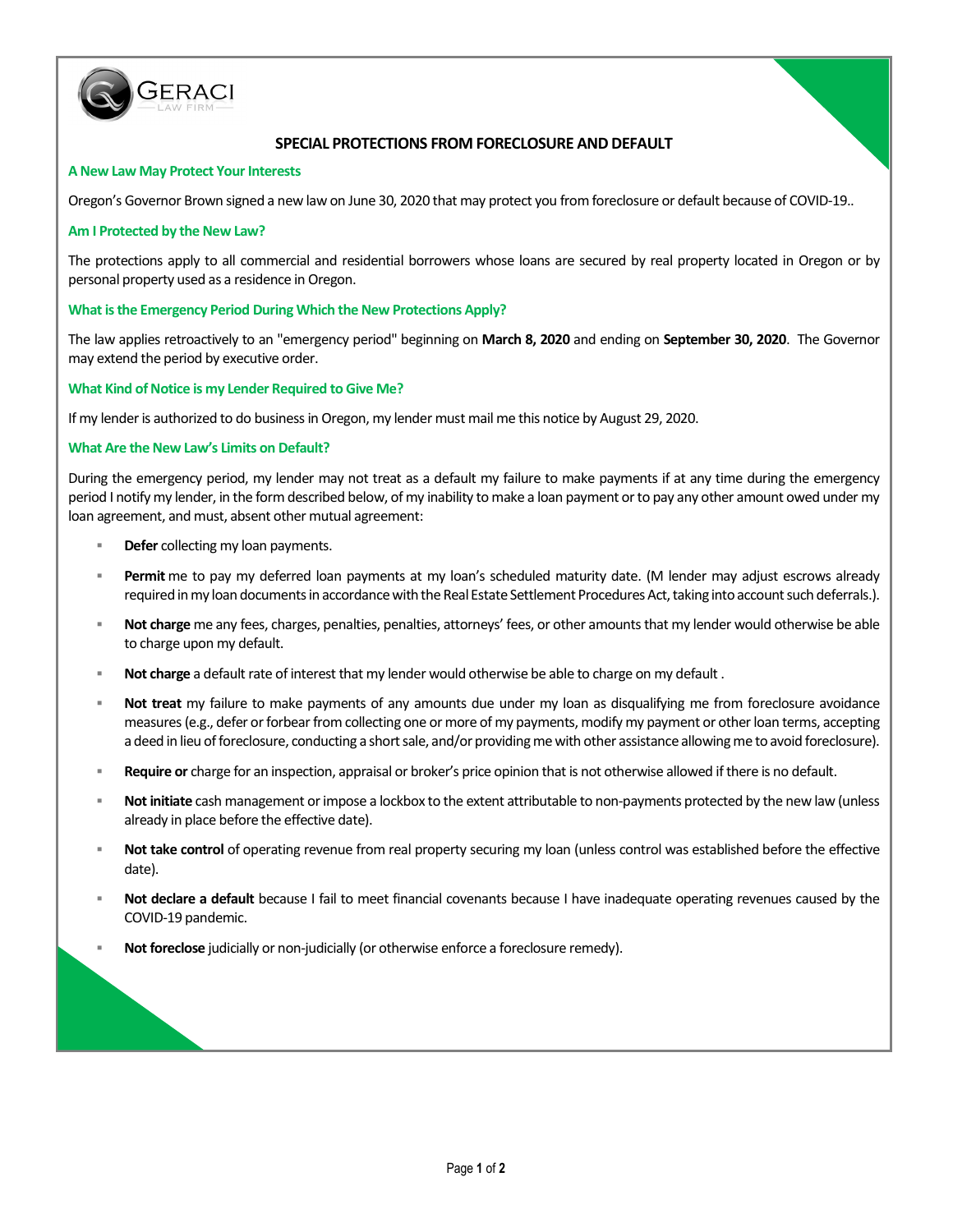GERACI LAW FIRM

## SPECIAL PROTECTIONS FROM FORECLOSURE AND DEFAULT

### A New Law May Protect Your Interests

Oregon's Governor Brown signed a new law on June 30, 2020 that may protect you from foreclosure or default because of COVID-19..

### Am I Protected by the New Law?

The protections apply to all commercial and residential borrowers whose loans are secured by real property located in Oregon or by personal property used as a residence in Oregon.

### What is the Emergency Period During Which the New Protections Apply?

The law applies retroactively to an "emergency period" beginning on **March 8, 2020** and ending on **September 30, 2020**. The Governor may extend the period by executive order.

### What Kind of Notice is my Lender Required to Give Me?

If my lender is authorized to do business in Oregon, my lender must mail me this notice by August 29, 2020.

### What Are the New Law's Limits on Default?

During the emergency period, my lender may not treat as a default my failure to make payments if at any time during the emergency period I notify my lender, in the form described below, of my inability to make a loan payment or to pay any other amount owed under my loan agreement, and must, absent other mutual agreement:

- **Defer** collecting my loan payments.
- **Permit** me to pay my deferred loan payments at my loan's scheduled maturity date. (M lender may adjust escrows already required in my loan documents in accordance with the Real Estate Settlement Procedures Act, taking into account such deferrals.).
- **Not charge** me any fees, charges, penalties, penalties, attorneys' fees, or other amounts that my lender would otherwise be able to charge upon my default.
- **Not charge** a default rate of interest that my lender would otherwise be able to charge on my default .
- **Not treat** my failure to make payments of any amounts due under my loan as disqualifying me from foreclosure avoidance measures (e.g., defer or forbear from collecting one or more of my payments, modify my payment or other loan terms, accepting a deed in lieu of foreclosure, conducting a short sale, and/or providing me with other assistance allowing me to avoid foreclosure).
- **Require or** charge for an inspection, appraisal or broker's price opinion that is not otherwise allowed if there is no default.
- **Not initiate** cash management or impose a lockbox to the extent attributable to non-payments protected by the new law (unless already in place before the effective date).
- **Not take control** of operating revenue from real property securing my loan (unless control was established before the effective date).
- **Not declare a default** because I fail to meet financial covenants because I have inadequate operating revenues caused by the COVID-19 pandemic.
- **Not foreclose** judicially or non-judicially (or otherwise enforce a foreclosure remedy).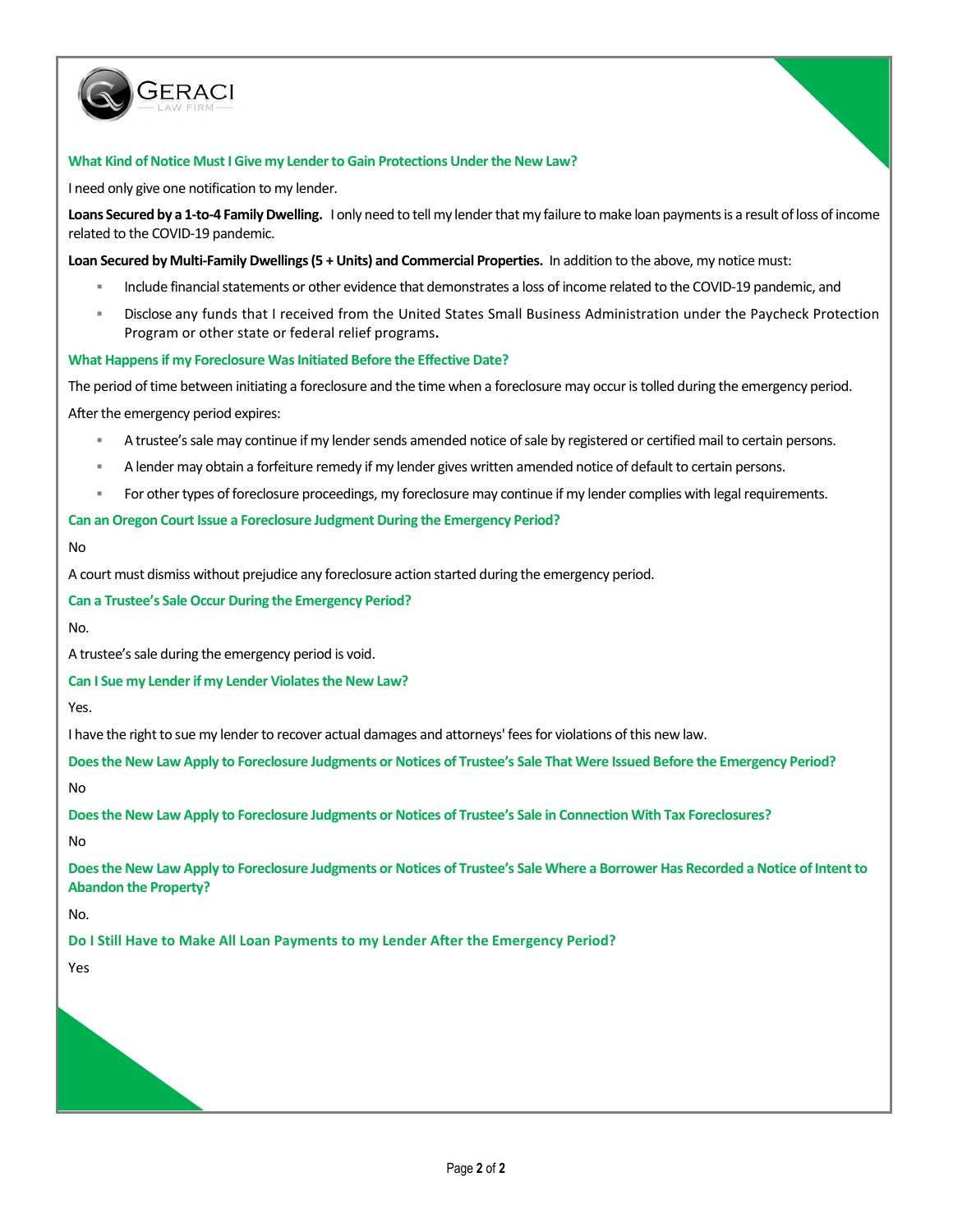### What Kind of Notice Must I Give my Lender to Gain Protections Under the New Law?

I need only give one notification to my lender.

**Loans Secured by a 1-to-4 Family Dwelling.** I only need to tell my lender that my failure to make loan payments is a result of loss of income related to the COVID-19 pandemic.

**Loan Secured by Multi-Family Dwellings (5 + Units) and Commercial Properties.** In addition to the above, my notice must:

- Include financial statements or other evidence that demonstrates a loss of income related to the COVID-19 pandemic, and
- Disclose any funds that I received from the United States Small Business Administration under the Paycheck Protection Program or other state or federal relief programs.

### What Happens if my Foreclosure Was Initiated Before the Effective Date?

The period of time between initiating a foreclosure and the time when a foreclosure may occur is tolled during the emergency period.

After the emergency period expires:

- A trustee's sale may continue if my lender sends amended notice of sale by registered or certified mail to certain persons.
- A lender may obtain a forfeiture remedy if my lender gives written amended notice of default to certain persons.
- For other types of foreclosure proceedings, my foreclosure may continue if my lender complies with legal requirements.

### Can an Oregon Court Issue a Foreclosure Judgment During the Emergency Period?

No

A court must dismiss without prejudice any foreclosure action started during the emergency period.

### Can a Trustee's Sale Occur During the Emergency Period?

No.

A trustee's sale during the emergency period is void.

### Can I Sue my Lender if my Lender Violates the New Law?

Yes.

I have the right to sue my lender to recover actual damages and attorneys' fees for violations of this new law.

### Does the New Law Apply to Foreclosure Judgments or Notices of Trustee's Sale That Were Issued Before the Emergency Period?

No

### Does the New Law Apply to Foreclosure Judgments or Notices of Trustee's Sale in Connection With Tax Foreclosures?

No

### Does the New Law Apply to Foreclosure Judgments or Notices of Trustee's Sale Where a Borrower Has Recorded a Notice of Intent to Abandon the Property?

No.

### Do I Still Have to Make All Loan Payments to my Lender After the Emergency Period?

Yes